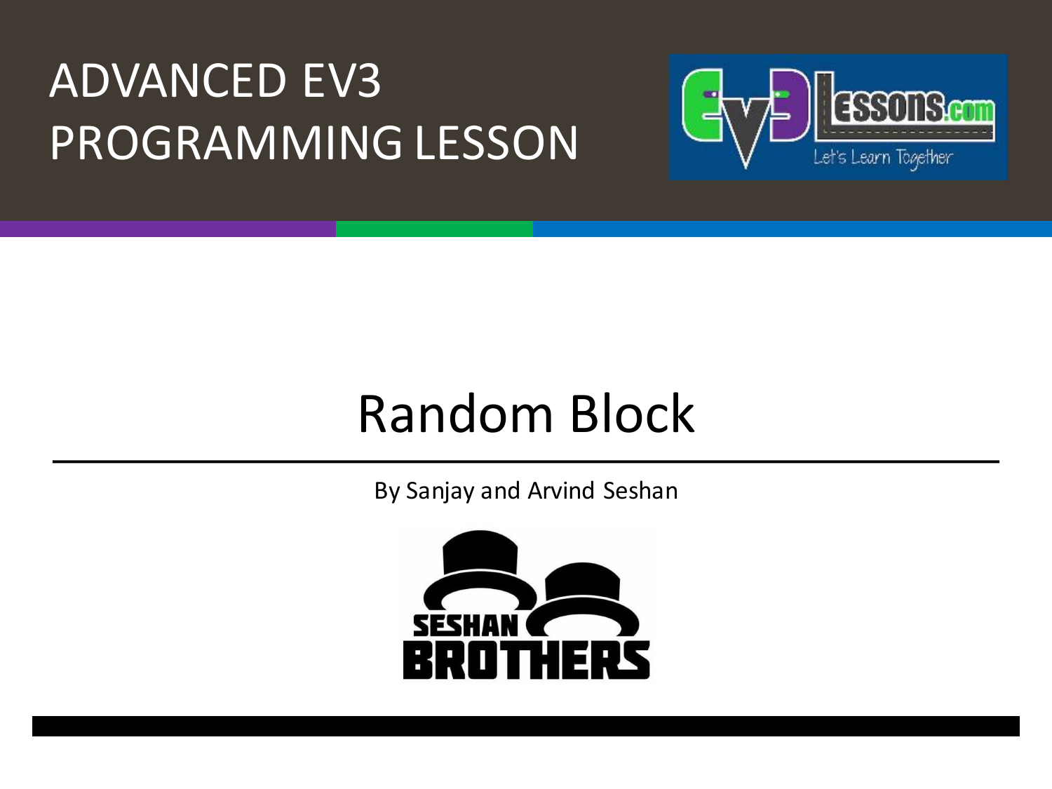ADVANCED EV3 PROGRAMMING LESSON

# Random Block

By Sanjay and Arvind Seshan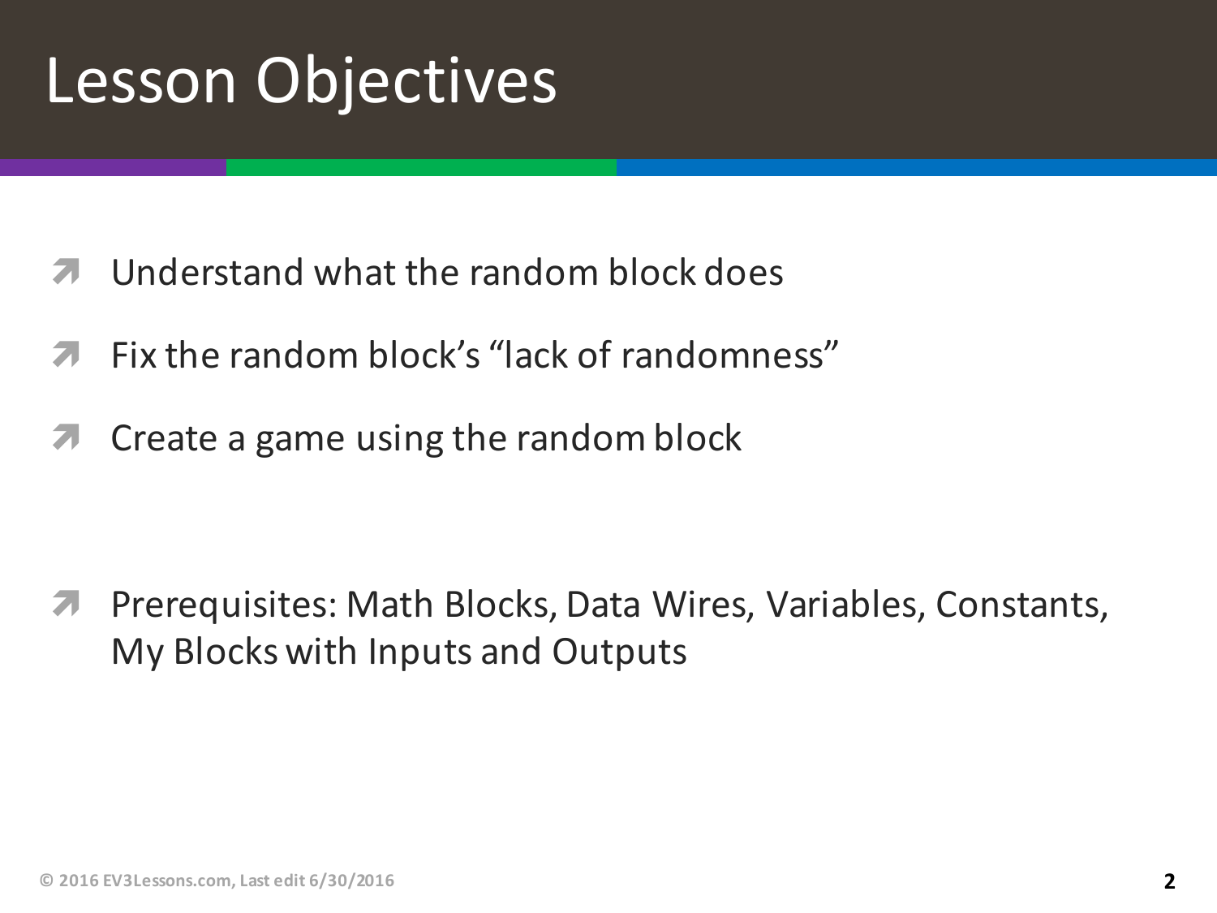# Lesson Objectives

- Understand what the random block does
- Fix the random block's "lack of randomness"
- Create a game using the random block

- Prerequisites: Math Blocks, Data Wires, Variables, Constants, My Blocks with Inputs and Outputs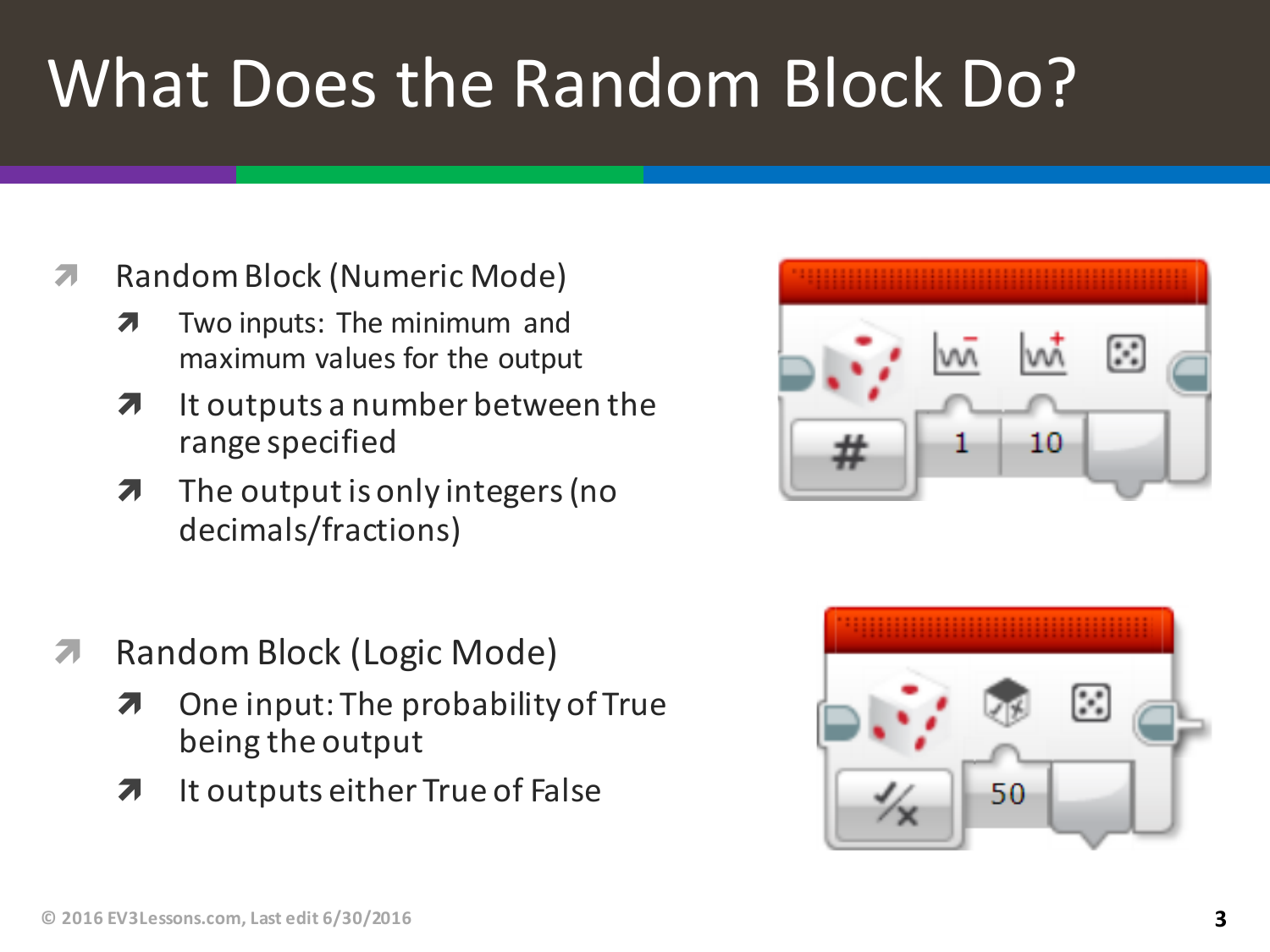# What Does the Random Block Do?

- Random Block (Numeric Mode)
  - Two inputs: The minimum and maximum values for the output
  - It outputs a number between the range specified
  - The output is only integers (no decimals/fractions)

- Random Block (Logic Mode)
  - One input: The probability of True being the output
  - It outputs either True of False

© 2016 EV3Lessons.com, Last edit 6/30/2016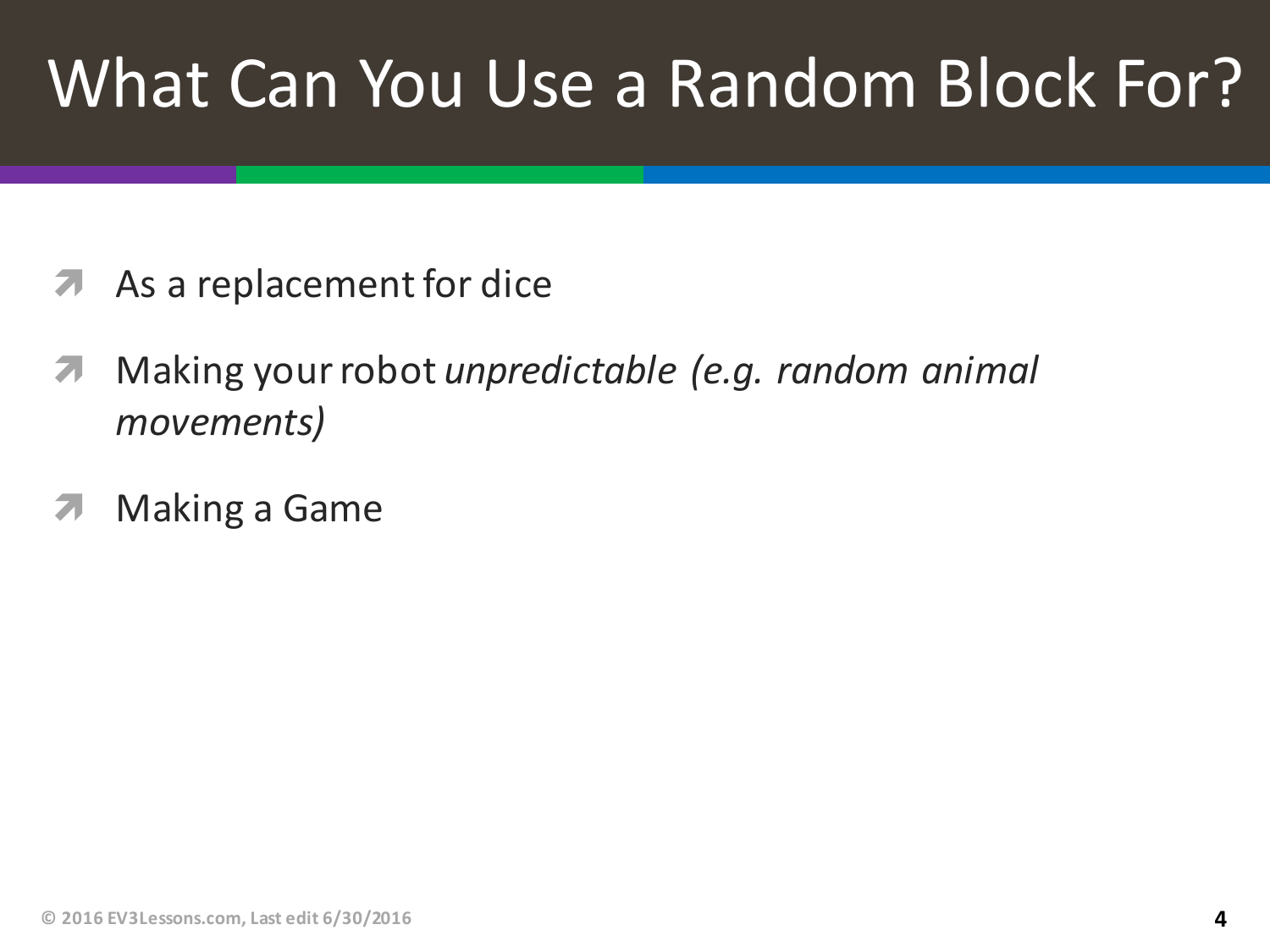# What Can You Use a Random Block For?

- As a replacement for dice
- Making your robot *unpredictable (e.g. random animal movements)*
- Making a Game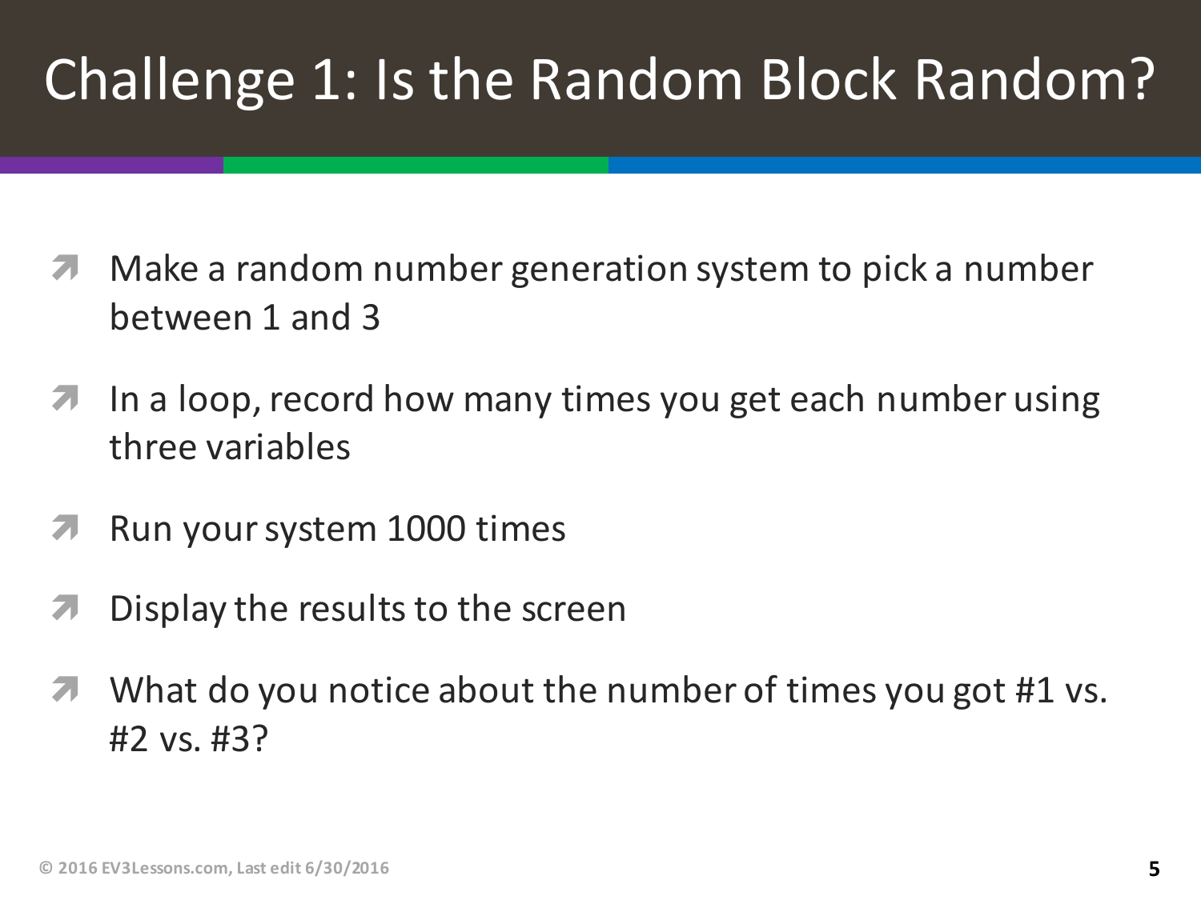# Challenge 1: Is the Random Block Random?

- Make a random number generation system to pick a number between 1 and 3
- In a loop, record how many times you get each number using three variables
- Run your system 1000 times
- Display the results to the screen
- What do you notice about the number of times you got #1 vs. #2 vs. #3?

© 2016 EV3Lessons.com, Last edit 6/30/2016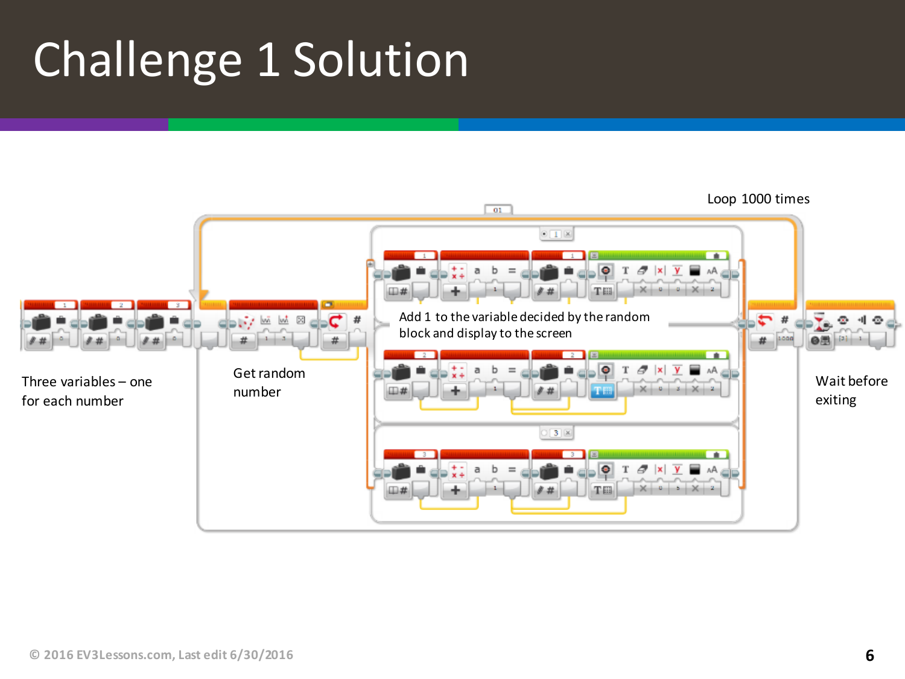# Challenge 1 Solution

Loop 1000 times

Three variables – one for each number

Get random number

Add 1 to the variable decided by the random block and display to the screen

Wait before exiting

© 2016 EV3Lessons.com, Last edit 6/30/2016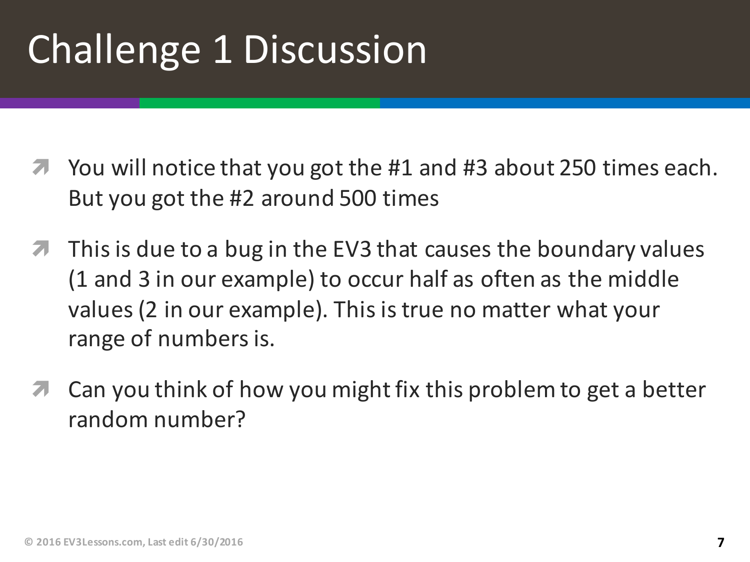# Challenge 1 Discussion

- You will notice that you got the #1 and #3 about 250 times each. But you got the #2 around 500 times
- This is due to a bug in the EV3 that causes the boundary values (1 and 3 in our example) to occur half as often as the middle values (2 in our example). This is true no matter what your range of numbers is.
- Can you think of how you might fix this problem to get a better random number?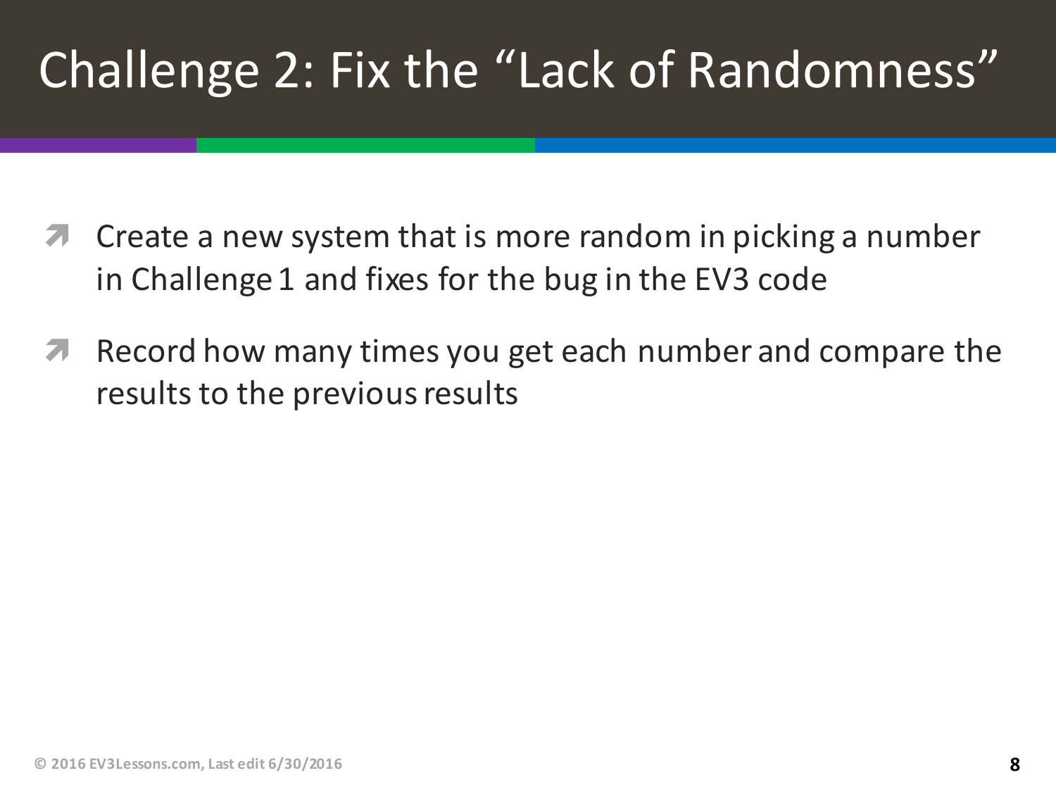# Challenge 2: Fix the "Lack of Randomness"

- Create a new system that is more random in picking a number in Challenge 1 and fixes for the bug in the EV3 code
- Record how many times you get each number and compare the results to the previous results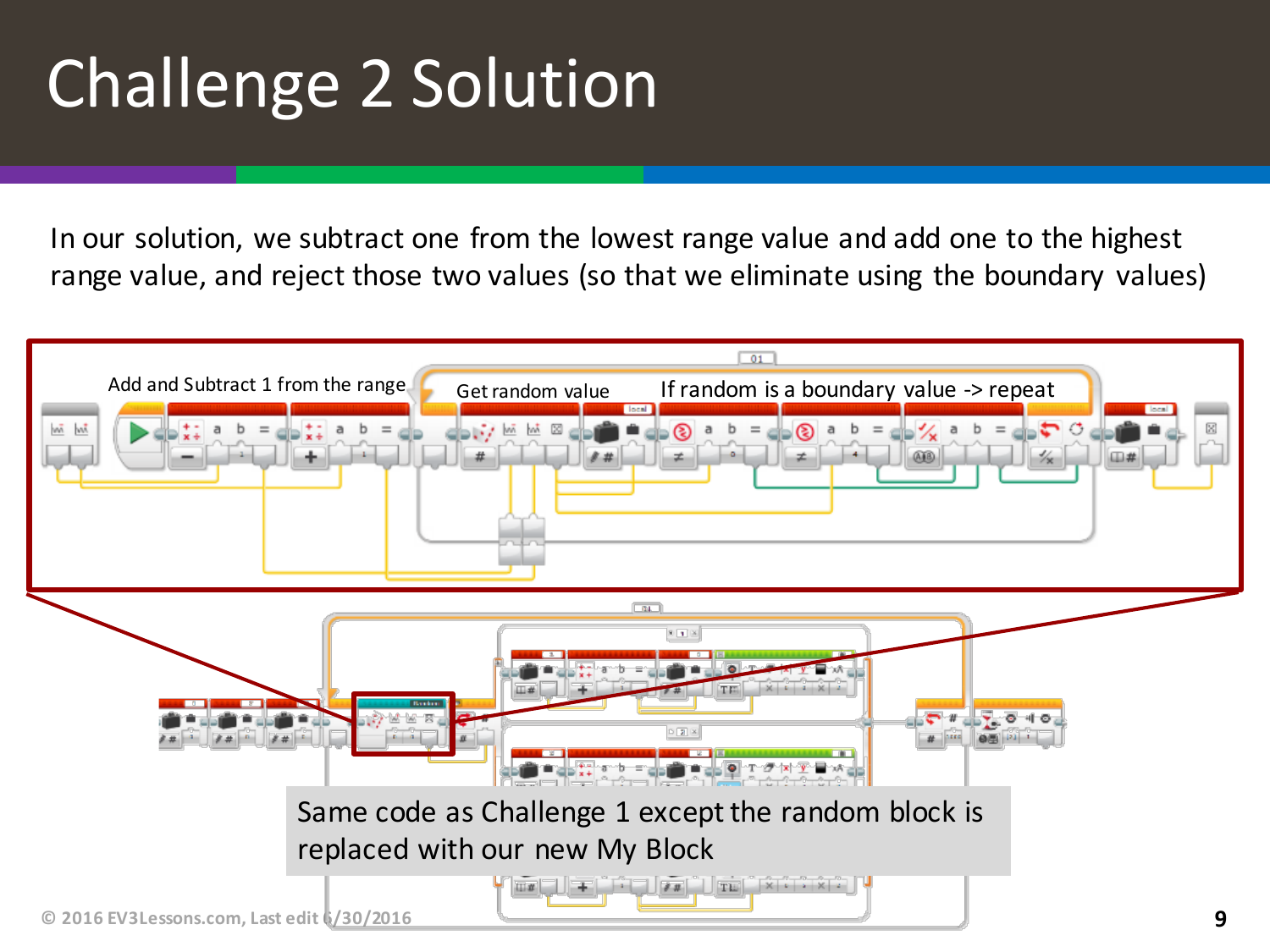# Challenge 2 Solution

In our solution, we subtract one from the lowest range value and add one to the highest range value, and reject those two values (so that we eliminate using the boundary values)

Add and Subtract 1 from the range

Get random value

If random is a boundary value -> repeat

Same code as Challenge 1 except the random block is replaced with our new My Block

© 2016 EV3Lessons.com, Last edit 6/30/2016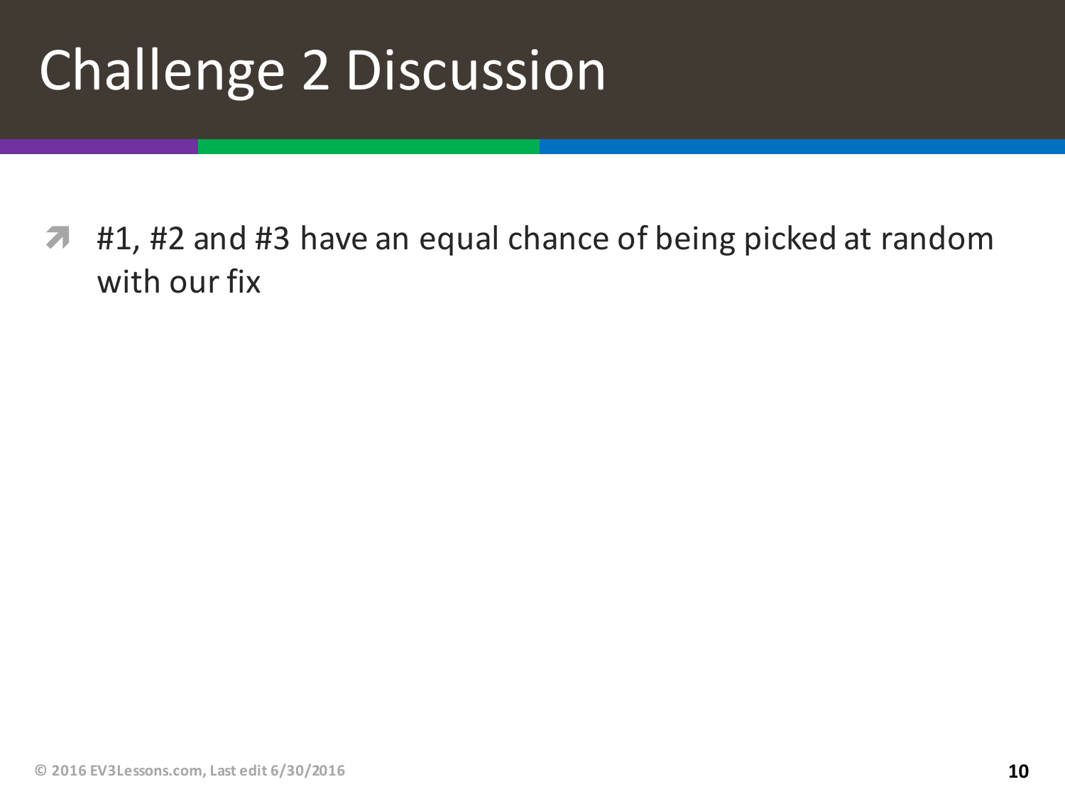# Challenge 2 Discussion

- #1, #2 and #3 have an equal chance of being picked at random with our fix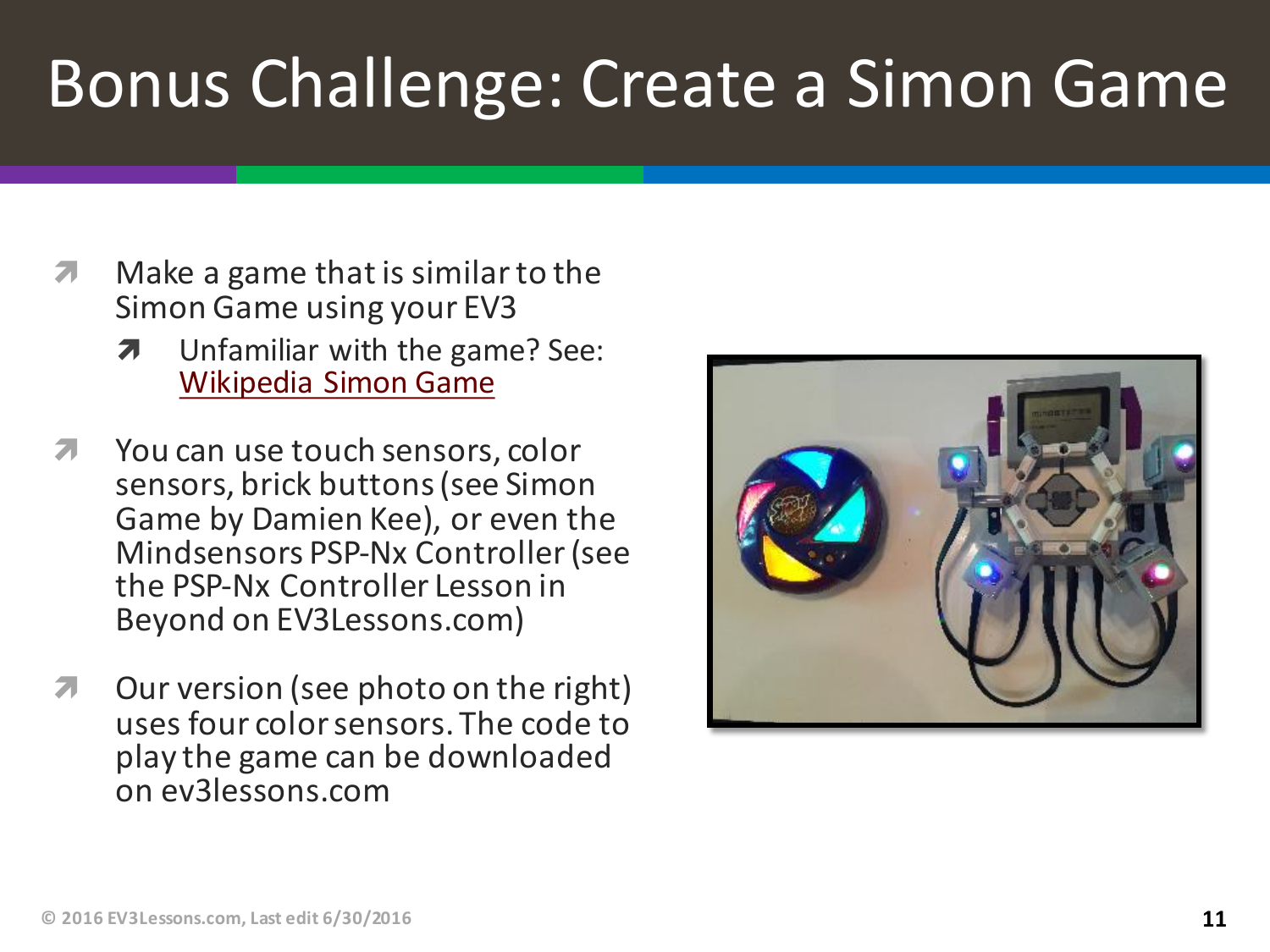# Bonus Challenge: Create a Simon Game

- Make a game that is similar to the Simon Game using your EV3
  - Unfamiliar with the game? See: Wikipedia Simon Game
- You can use touch sensors, color sensors, brick buttons (see Simon Game by Damien Kee), or even the Mindsensors PSP-Nx Controller (see the PSP-Nx Controller Lesson in Beyond on EV3Lessons.com)
- Our version (see photo on the right) uses four color sensors. The code to play the game can be downloaded on ev3lessons.com

© 2016 EV3Lessons.com, Last edit 6/30/2016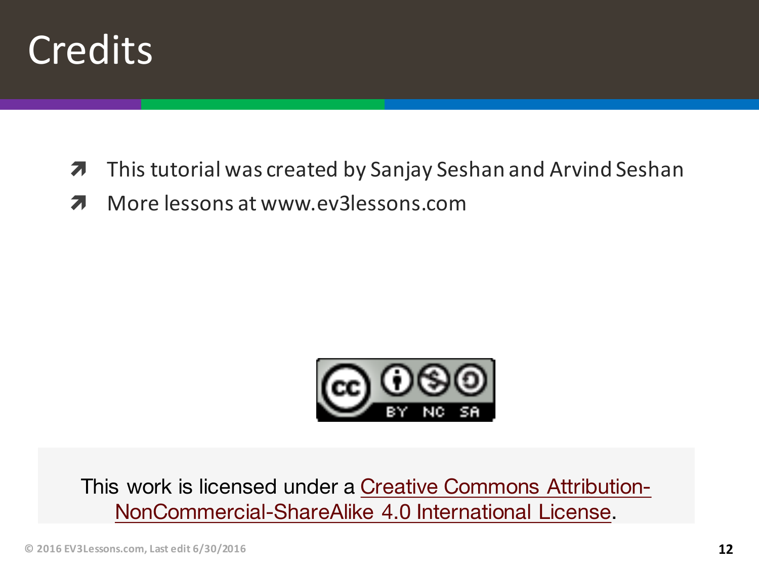# Credits

- This tutorial was created by Sanjay Seshan and Arvind Seshan
- More lessons at www.ev3lessons.com

This work is licensed under a Creative Commons Attribution-NonCommercial-ShareAlike 4.0 International License.

© 2016 EV3Lessons.com, Last edit 6/30/2016